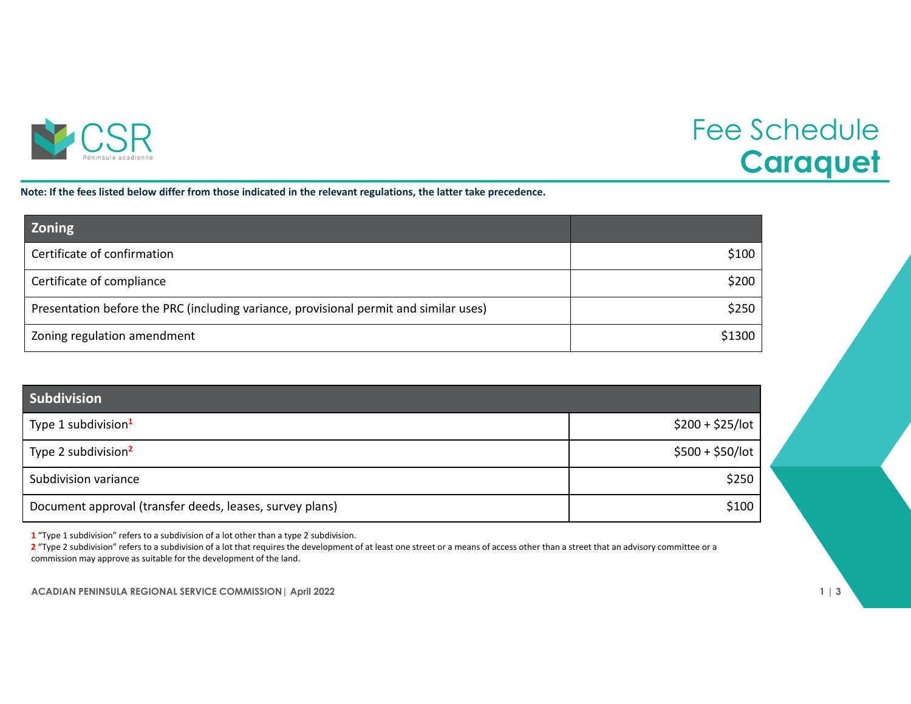# Fee Schedule **Caraquet**

CSR Péninsule acadienne

**Note: If the fees listed below differ from those indicated in the relevant regulations, the latter take precedence.**

| Zoning | |
|---|---:|
| Certificate of confirmation | $100 |
| Certificate of compliance | $200 |
| Presentation before the PRC (including variance, provisional permit and similar uses) | $250 |
| Zoning regulation amendment | $1300 |

| Subdivision | |
|---|---:|
| Type 1 subdivision[1] | $200 + $25/lot |
| Type 2 subdivision[2] | $500 + $50/lot |
| Subdivision variance | $250 |
| Document approval (transfer deeds, leases, survey plans) | $100 |

1 "Type 1 subdivision" refers to a subdivision of a lot other than a type 2 subdivision.

2 "Type 2 subdivision" refers to a subdivision of a lot that requires the development of at least one street or a means of access other than a street that an advisory committee or a commission may approve as suitable for the development of the land.

**ACADIAN PENINSULA REGIONAL SERVICE COMMISSION | April 2022**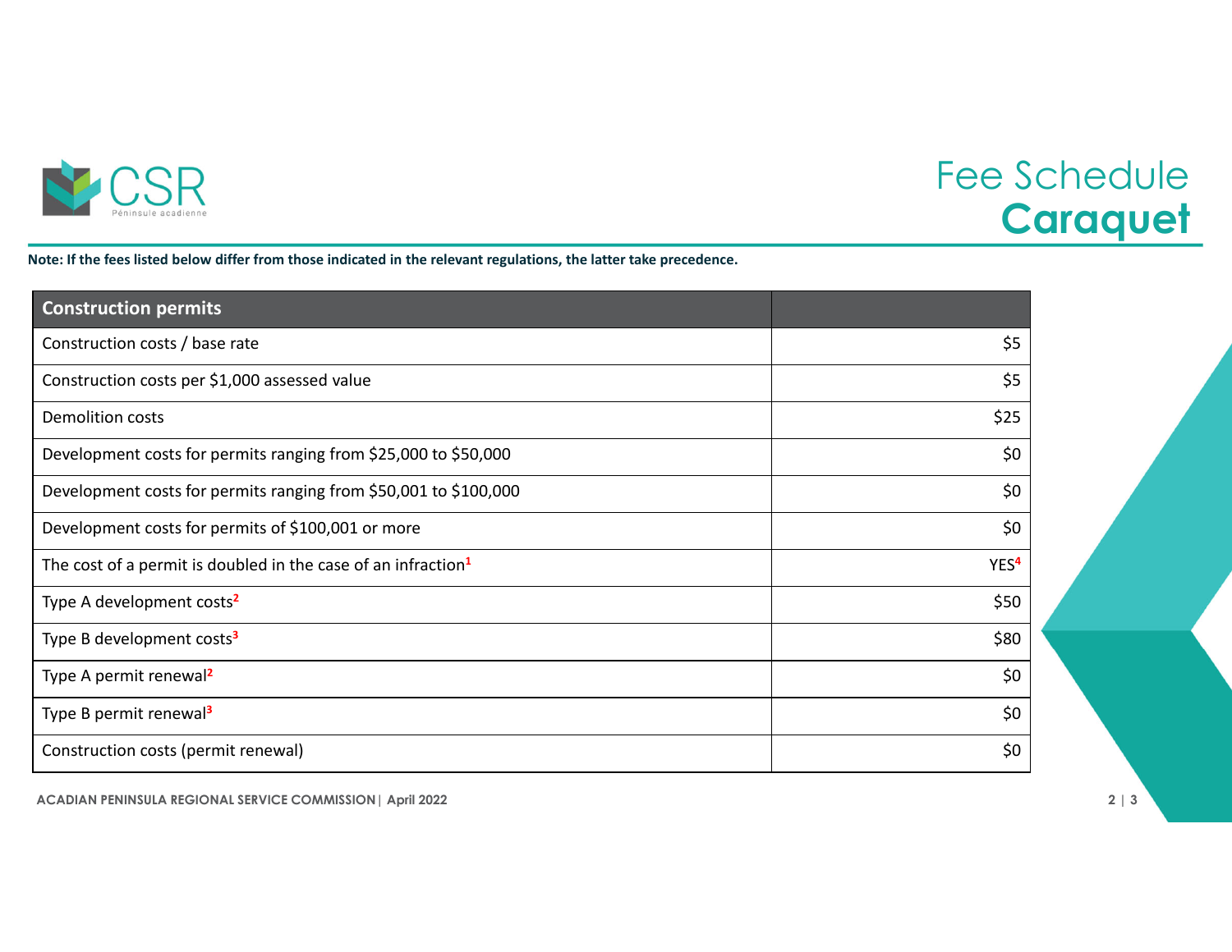# Fee Schedule
## Caraquet

**Note: If the fees listed below differ from those indicated in the relevant regulations, the latter take precedence.**

| Construction permits | |
|---|---:|
| Construction costs / base rate | $5 |
| Construction costs per $1,000 assessed value | $5 |
| Demolition costs | $25 |
| Development costs for permits ranging from $25,000 to $50,000 | $0 |
| Development costs for permits ranging from $50,001 to $100,000 | $0 |
| Development costs for permits of $100,001 or more | $0 |
| The cost of a permit is doubled in the case of an infraction[1] | YES[4] |
| Type A development costs[2] | $50 |
| Type B development costs[3] | $80 |
| Type A permit renewal[2] | $0 |
| Type B permit renewal[3] | $0 |
| Construction costs (permit renewal) | $0 |

ACADIAN PENINSULA REGIONAL SERVICE COMMISSION | April 2022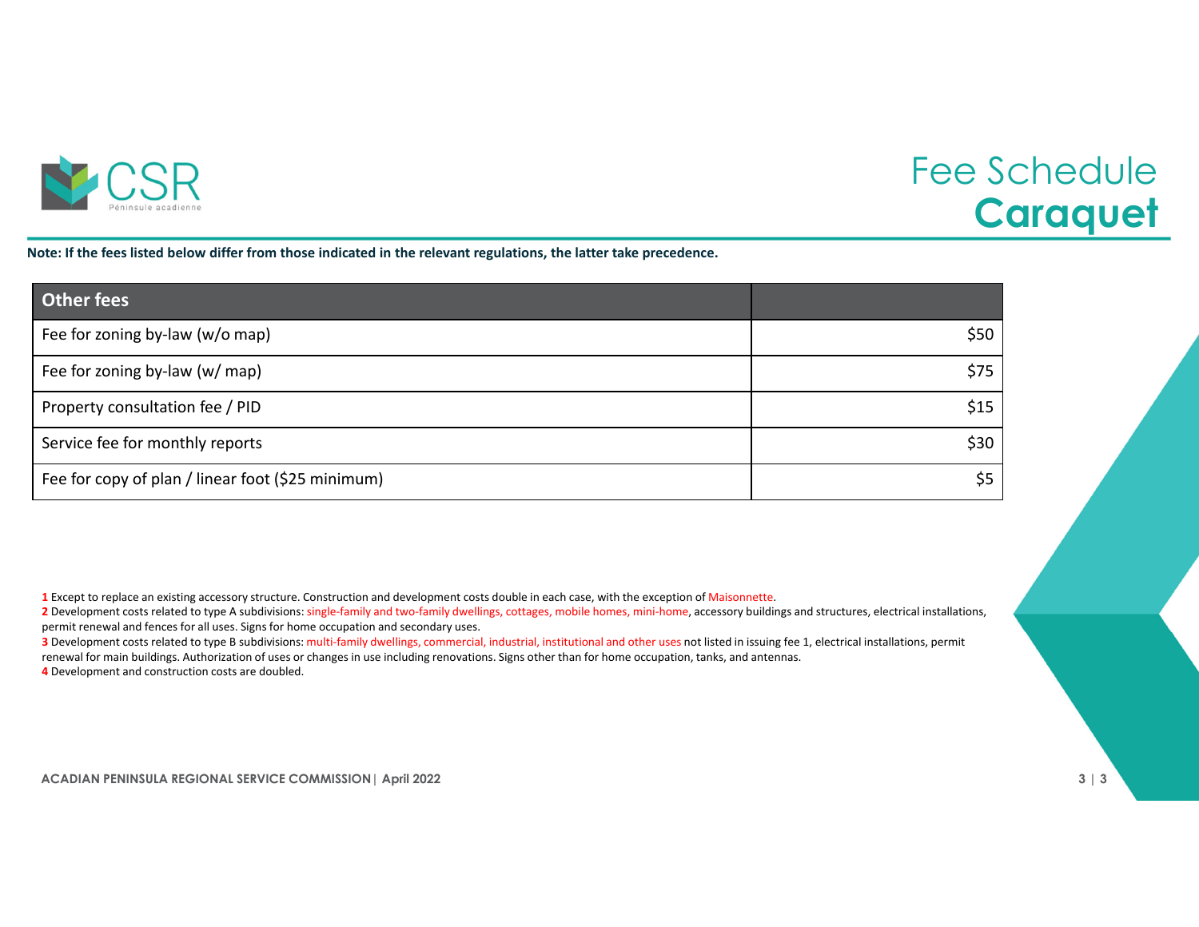CSR Péninsule acadienne

# Fee Schedule **Caraquet**

**Note: If the fees listed below differ from those indicated in the relevant regulations, the latter take precedence.**

| Other fees | |
|---|---|
| Fee for zoning by-law (w/o map) | $50 |
| Fee for zoning by-law (w/ map) | $75 |
| Property consultation fee / PID | $15 |
| Service fee for monthly reports | $30 |
| Fee for copy of plan / linear foot ($25 minimum) | $5 |

**1** Except to replace an existing accessory structure. Construction and development costs double in each case, with the exception of Maisonnette.
**2** Development costs related to type A subdivisions: single-family and two-family dwellings, cottages, mobile homes, mini-home, accessory buildings and structures, electrical installations, permit renewal and fences for all uses. Signs for home occupation and secondary uses.
**3** Development costs related to type B subdivisions: multi-family dwellings, commercial, industrial, institutional and other uses not listed in issuing fee 1, electrical installations, permit renewal for main buildings. Authorization of uses or changes in use including renovations. Signs other than for home occupation, tanks, and antennas.
**4** Development and construction costs are doubled.

ACADIAN PENINSULA REGIONAL SERVICE COMMISSION | April 2022